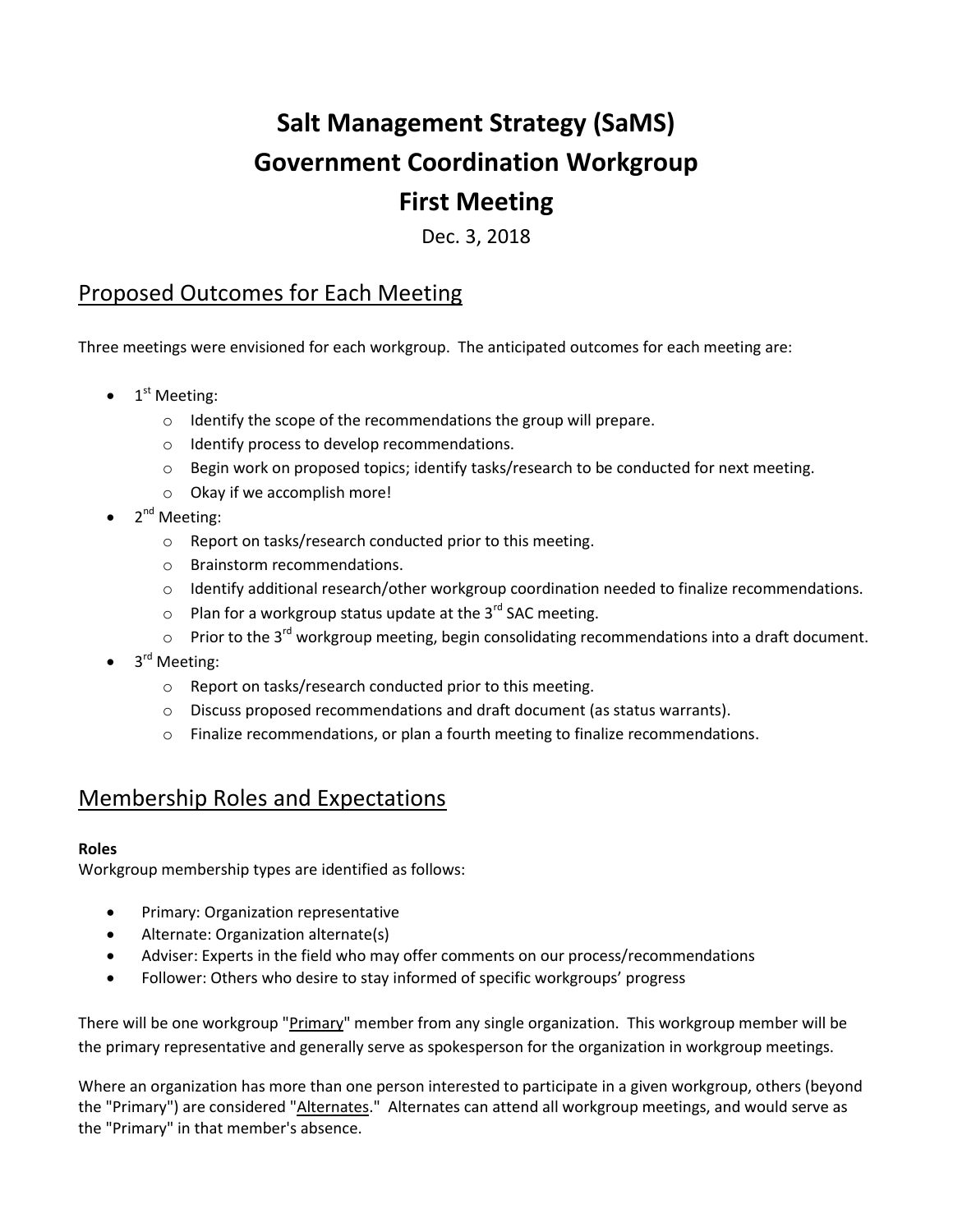# Salt Management Strategy (SaMS)
# Government Coordination Workgroup
# First Meeting

Dec. 3, 2018

## Proposed Outcomes for Each Meeting

Three meetings were envisioned for each workgroup. The anticipated outcomes for each meeting are:

- 1st Meeting:
  - Identify the scope of the recommendations the group will prepare.
  - Identify process to develop recommendations.
  - Begin work on proposed topics; identify tasks/research to be conducted for next meeting.
  - Okay if we accomplish more!
- 2nd Meeting:
  - Report on tasks/research conducted prior to this meeting.
  - Brainstorm recommendations.
  - Identify additional research/other workgroup coordination needed to finalize recommendations.
  - Plan for a workgroup status update at the 3rd SAC meeting.
  - Prior to the 3rd workgroup meeting, begin consolidating recommendations into a draft document.
- 3rd Meeting:
  - Report on tasks/research conducted prior to this meeting.
  - Discuss proposed recommendations and draft document (as status warrants).
  - Finalize recommendations, or plan a fourth meeting to finalize recommendations.

## Membership Roles and Expectations

**Roles**
Workgroup membership types are identified as follows:

- Primary: Organization representative
- Alternate: Organization alternate(s)
- Adviser: Experts in the field who may offer comments on our process/recommendations
- Follower: Others who desire to stay informed of specific workgroups' progress

There will be one workgroup "Primary" member from any single organization. This workgroup member will be the primary representative and generally serve as spokesperson for the organization in workgroup meetings.

Where an organization has more than one person interested to participate in a given workgroup, others (beyond the "Primary") are considered "Alternates." Alternates can attend all workgroup meetings, and would serve as the "Primary" in that member's absence.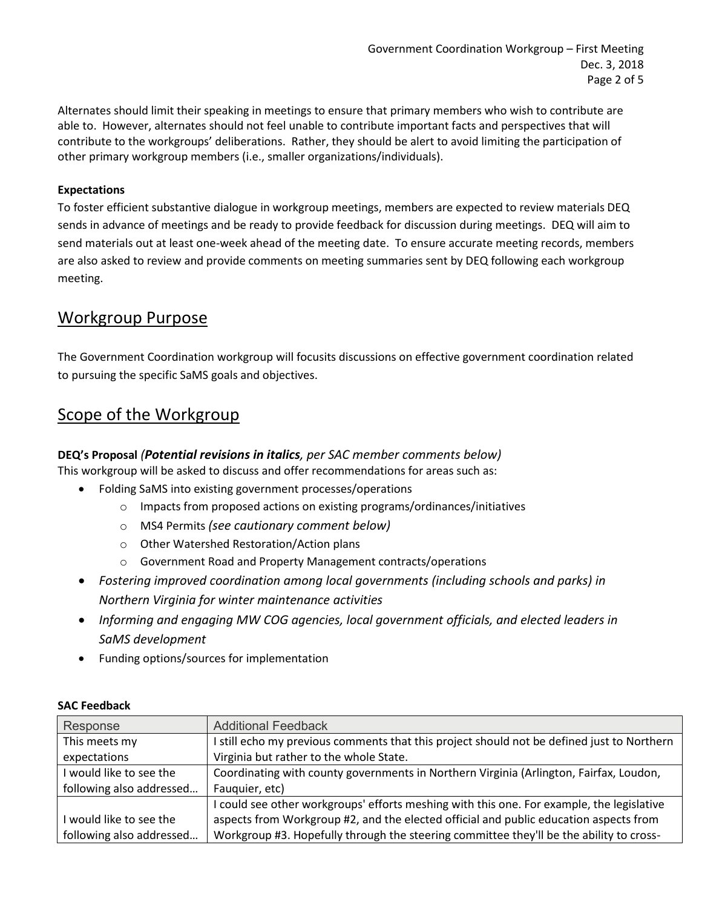Alternates should limit their speaking in meetings to ensure that primary members who wish to contribute are able to. However, alternates should not feel unable to contribute important facts and perspectives that will contribute to the workgroups' deliberations. Rather, they should be alert to avoid limiting the participation of other primary workgroup members (i.e., smaller organizations/individuals).

**Expectations**

To foster efficient substantive dialogue in workgroup meetings, members are expected to review materials DEQ sends in advance of meetings and be ready to provide feedback for discussion during meetings. DEQ will aim to send materials out at least one-week ahead of the meeting date. To ensure accurate meeting records, members are also asked to review and provide comments on meeting summaries sent by DEQ following each workgroup meeting.

## Workgroup Purpose

The Government Coordination workgroup will focusits discussions on effective government coordination related to pursuing the specific SaMS goals and objectives.

## Scope of the Workgroup

**DEQ's Proposal** *(**Potential revisions in italics**, per SAC member comments below)*

This workgroup will be asked to discuss and offer recommendations for areas such as:

- Folding SaMS into existing government processes/operations
  - Impacts from proposed actions on existing programs/ordinances/initiatives
  - MS4 Permits *(see cautionary comment below)*
  - Other Watershed Restoration/Action plans
  - Government Road and Property Management contracts/operations
- *Fostering improved coordination among local governments (including schools and parks) in Northern Virginia for winter maintenance activities*
- *Informing and engaging MW COG agencies, local government officials, and elected leaders in SaMS development*
- Funding options/sources for implementation

**SAC Feedback**

| Response | Additional Feedback |
|---|---|
| This meets my expectations | I still echo my previous comments that this project should not be defined just to Northern Virginia but rather to the whole State. |
| I would like to see the following also addressed… | Coordinating with county governments in Northern Virginia (Arlington, Fairfax, Loudon, Fauquier, etc) |
| I would like to see the following also addressed… | I could see other workgroups' efforts meshing with this one. For example, the legislative aspects from Workgroup #2, and the elected official and public education aspects from Workgroup #3. Hopefully through the steering committee they'll be the ability to cross- |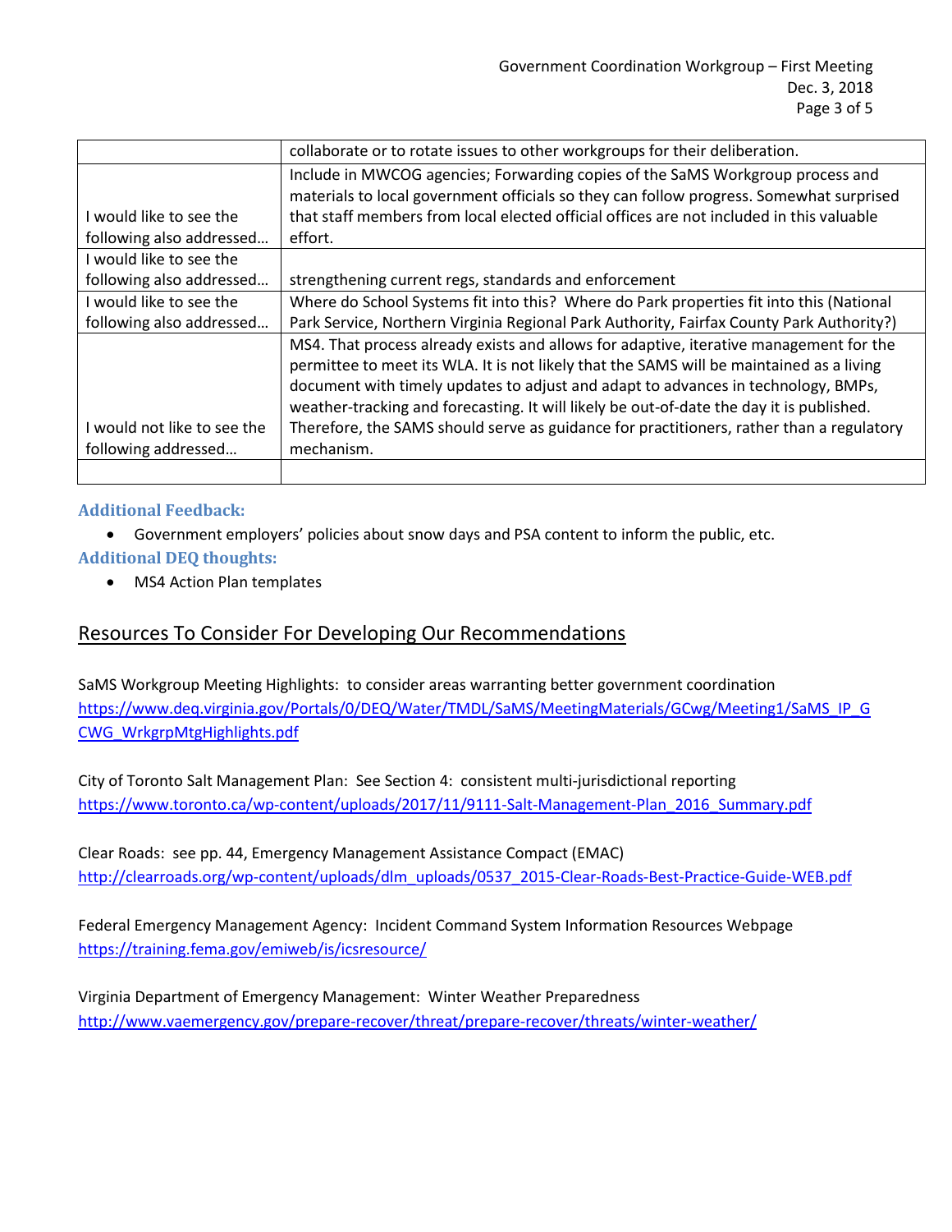| | |
|---|---|
| | collaborate or to rotate issues to other workgroups for their deliberation. |
| I would like to see the following also addressed… | Include in MWCOG agencies; Forwarding copies of the SaMS Workgroup process and materials to local government officials so they can follow progress. Somewhat surprised that staff members from local elected official offices are not included in this valuable effort. |
| I would like to see the following also addressed… | strengthening current regs, standards and enforcement |
| I would like to see the following also addressed… | Where do School Systems fit into this? Where do Park properties fit into this (National Park Service, Northern Virginia Regional Park Authority, Fairfax County Park Authority?) |
| I would not like to see the following addressed… | MS4. That process already exists and allows for adaptive, iterative management for the permittee to meet its WLA. It is not likely that the SAMS will be maintained as a living document with timely updates to adjust and adapt to advances in technology, BMPs, weather-tracking and forecasting. It will likely be out-of-date the day it is published. Therefore, the SAMS should serve as guidance for practitioners, rather than a regulatory mechanism. |
| | |

**Additional Feedback:**

- Government employers' policies about snow days and PSA content to inform the public, etc.

**Additional DEQ thoughts:**

- MS4 Action Plan templates

## Resources To Consider For Developing Our Recommendations

SaMS Workgroup Meeting Highlights: to consider areas warranting better government coordination
https://www.deq.virginia.gov/Portals/0/DEQ/Water/TMDL/SaMS/MeetingMaterials/GCwg/Meeting1/SaMS_IP_GCWG_WrkgrpMtgHighlights.pdf

City of Toronto Salt Management Plan: See Section 4: consistent multi-jurisdictional reporting
https://www.toronto.ca/wp-content/uploads/2017/11/9111-Salt-Management-Plan_2016_Summary.pdf

Clear Roads: see pp. 44, Emergency Management Assistance Compact (EMAC)
http://clearroads.org/wp-content/uploads/dlm_uploads/0537_2015-Clear-Roads-Best-Practice-Guide-WEB.pdf

Federal Emergency Management Agency: Incident Command System Information Resources Webpage
https://training.fema.gov/emiweb/is/icsresource/

Virginia Department of Emergency Management: Winter Weather Preparedness
http://www.vaemergency.gov/prepare-recover/threat/prepare-recover/threats/winter-weather/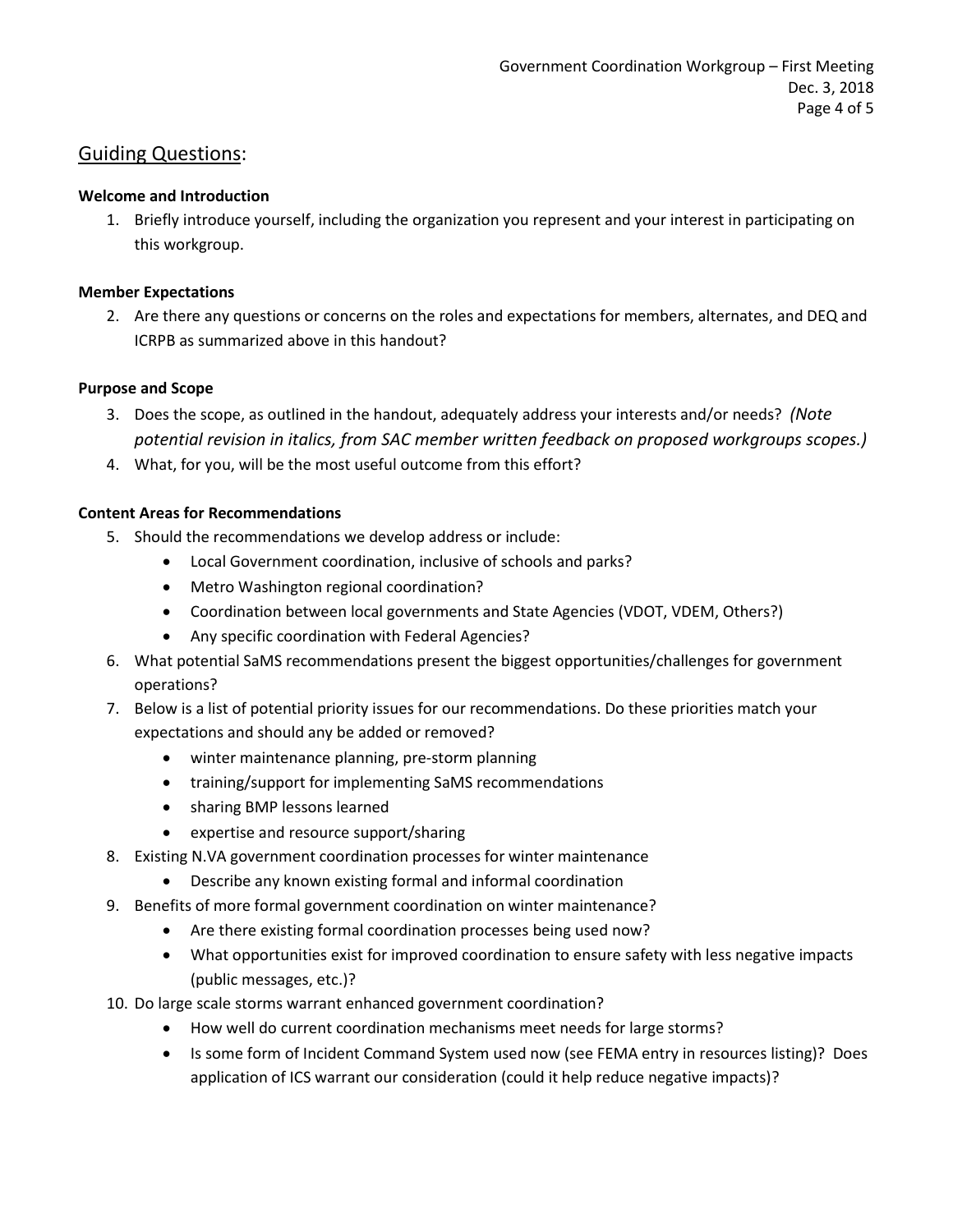## Guiding Questions:

**Welcome and Introduction**

1. Briefly introduce yourself, including the organization you represent and your interest in participating on this workgroup.

**Member Expectations**

2. Are there any questions or concerns on the roles and expectations for members, alternates, and DEQ and ICRPB as summarized above in this handout?

**Purpose and Scope**

3. Does the scope, as outlined in the handout, adequately address your interests and/or needs? *(Note potential revision in italics, from SAC member written feedback on proposed workgroups scopes.)*
4. What, for you, will be the most useful outcome from this effort?

**Content Areas for Recommendations**

5. Should the recommendations we develop address or include:
   - Local Government coordination, inclusive of schools and parks?
   - Metro Washington regional coordination?
   - Coordination between local governments and State Agencies (VDOT, VDEM, Others?)
   - Any specific coordination with Federal Agencies?
6. What potential SaMS recommendations present the biggest opportunities/challenges for government operations?
7. Below is a list of potential priority issues for our recommendations. Do these priorities match your expectations and should any be added or removed?
   - winter maintenance planning, pre-storm planning
   - training/support for implementing SaMS recommendations
   - sharing BMP lessons learned
   - expertise and resource support/sharing
8. Existing N.VA government coordination processes for winter maintenance
   - Describe any known existing formal and informal coordination
9. Benefits of more formal government coordination on winter maintenance?
   - Are there existing formal coordination processes being used now?
   - What opportunities exist for improved coordination to ensure safety with less negative impacts (public messages, etc.)?
10. Do large scale storms warrant enhanced government coordination?
    - How well do current coordination mechanisms meet needs for large storms?
    - Is some form of Incident Command System used now (see FEMA entry in resources listing)? Does application of ICS warrant our consideration (could it help reduce negative impacts)?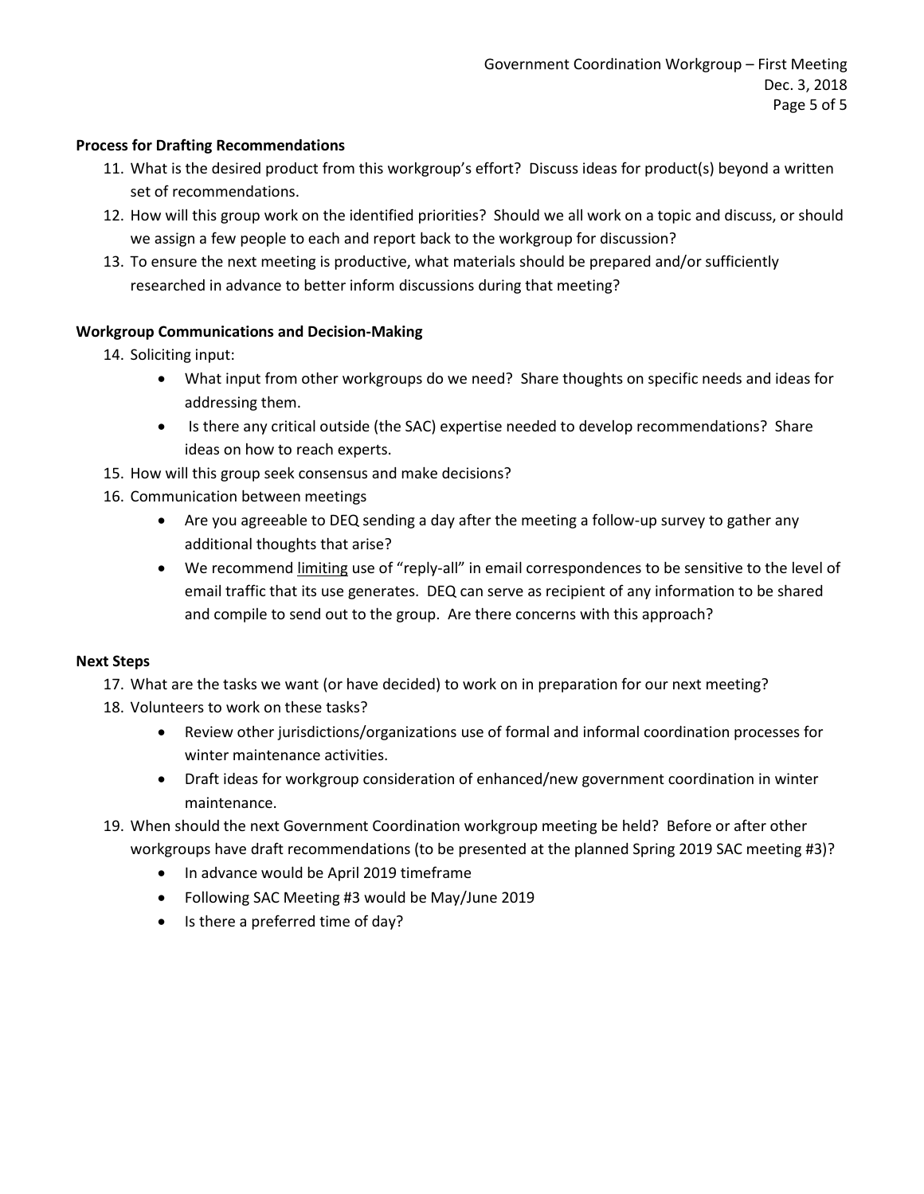**Process for Drafting Recommendations**

11. What is the desired product from this workgroup's effort? Discuss ideas for product(s) beyond a written set of recommendations.
12. How will this group work on the identified priorities? Should we all work on a topic and discuss, or should we assign a few people to each and report back to the workgroup for discussion?
13. To ensure the next meeting is productive, what materials should be prepared and/or sufficiently researched in advance to better inform discussions during that meeting?

**Workgroup Communications and Decision-Making**

14. Soliciting input:
    - What input from other workgroups do we need? Share thoughts on specific needs and ideas for addressing them.
    - Is there any critical outside (the SAC) expertise needed to develop recommendations? Share ideas on how to reach experts.
15. How will this group seek consensus and make decisions?
16. Communication between meetings
    - Are you agreeable to DEQ sending a day after the meeting a follow-up survey to gather any additional thoughts that arise?
    - We recommend <u>limiting</u> use of "reply-all" in email correspondences to be sensitive to the level of email traffic that its use generates. DEQ can serve as recipient of any information to be shared and compile to send out to the group. Are there concerns with this approach?

**Next Steps**

17. What are the tasks we want (or have decided) to work on in preparation for our next meeting?
18. Volunteers to work on these tasks?
    - Review other jurisdictions/organizations use of formal and informal coordination processes for winter maintenance activities.
    - Draft ideas for workgroup consideration of enhanced/new government coordination in winter maintenance.
19. When should the next Government Coordination workgroup meeting be held? Before or after other workgroups have draft recommendations (to be presented at the planned Spring 2019 SAC meeting #3)?
    - In advance would be April 2019 timeframe
    - Following SAC Meeting #3 would be May/June 2019
    - Is there a preferred time of day?